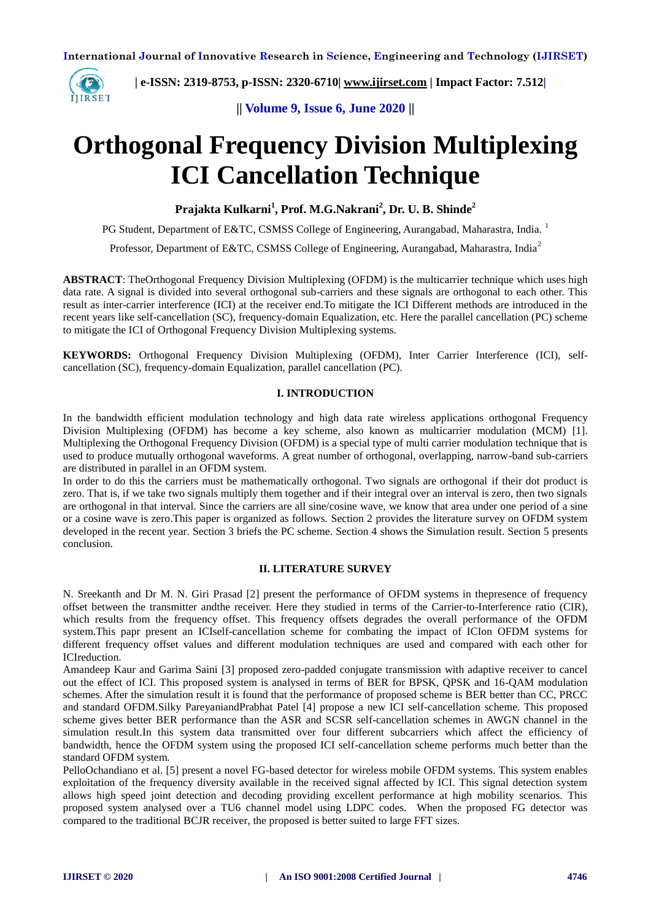# Orthogonal Frequency Division Multiplexing ICI Cancellation Technique

**Prajakta Kulkarni[1], Prof. M.G.Nakrani[2], Dr. U. B. Shinde[2]**

PG Student, Department of E&TC, CSMSS College of Engineering, Aurangabad, Maharastra, India. [1]

Professor, Department of E&TC, CSMSS College of Engineering, Aurangabad, Maharastra, India[2]

**ABSTRACT**: TheOrthogonal Frequency Division Multiplexing (OFDM) is the multicarrier technique which uses high data rate. A signal is divided into several orthogonal sub-carriers and these signals are orthogonal to each other. This result as inter-carrier interference (ICI) at the receiver end.To mitigate the ICI Different methods are introduced in the recent years like self-cancellation (SC), frequency-domain Equalization, etc. Here the parallel cancellation (PC) scheme to mitigate the ICI of Orthogonal Frequency Division Multiplexing systems.

**KEYWORDS:** Orthogonal Frequency Division Multiplexing (OFDM), Inter Carrier Interference (ICI), self-cancellation (SC), frequency-domain Equalization, parallel cancellation (PC).

## I. INTRODUCTION

In the bandwidth efficient modulation technology and high data rate wireless applications orthogonal Frequency Division Multiplexing (OFDM) has become a key scheme, also known as multicarrier modulation (MCM) [1]. Multiplexing the Orthogonal Frequency Division (OFDM) is a special type of multi carrier modulation technique that is used to produce mutually orthogonal waveforms. A great number of orthogonal, overlapping, narrow-band sub-carriers are distributed in parallel in an OFDM system.

In order to do this the carriers must be mathematically orthogonal. Two signals are orthogonal if their dot product is zero. That is, if we take two signals multiply them together and if their integral over an interval is zero, then two signals are orthogonal in that interval. Since the carriers are all sine/cosine wave, we know that area under one period of a sine or a cosine wave is zero.This paper is organized as follows. Section 2 provides the literature survey on OFDM system developed in the recent year. Section 3 briefs the PC scheme. Section 4 shows the Simulation result. Section 5 presents conclusion.

## II. LITERATURE SURVEY

N. Sreekanth and Dr M. N. Giri Prasad [2] present the performance of OFDM systems in thepresence of frequency offset between the transmitter andthe receiver. Here they studied in terms of the Carrier-to-Interference ratio (CIR), which results from the frequency offset. This frequency offsets degrades the overall performance of the OFDM system.This papr present an ICIself-cancellation scheme for combating the impact of ICIon OFDM systems for different frequency offset values and different modulation techniques are used and compared with each other for ICIreduction.

Amandeep Kaur and Garima Saini [3] proposed zero-padded conjugate transmission with adaptive receiver to cancel out the effect of ICI. This proposed system is analysed in terms of BER for BPSK, QPSK and 16-QAM modulation schemes. After the simulation result it is found that the performance of proposed scheme is BER better than CC, PRCC and standard OFDM.Silky PareyaniandPrabhat Patel [4] propose a new ICI self-cancellation scheme. This proposed scheme gives better BER performance than the ASR and SCSR self-cancellation schemes in AWGN channel in the simulation result.In this system data transmitted over four different subcarriers which affect the efficiency of bandwidth, hence the OFDM system using the proposed ICI self-cancellation scheme performs much better than the standard OFDM system.

PelloOchandiano et al. [5] present a novel FG-based detector for wireless mobile OFDM systems. This system enables exploitation of the frequency diversity available in the received signal affected by ICI. This signal detection system allows high speed joint detection and decoding providing excellent performance at high mobility scenarios. This proposed system analysed over a TU6 channel model using LDPC codes. When the proposed FG detector was compared to the traditional BCJR receiver, the proposed is better suited to large FFT sizes.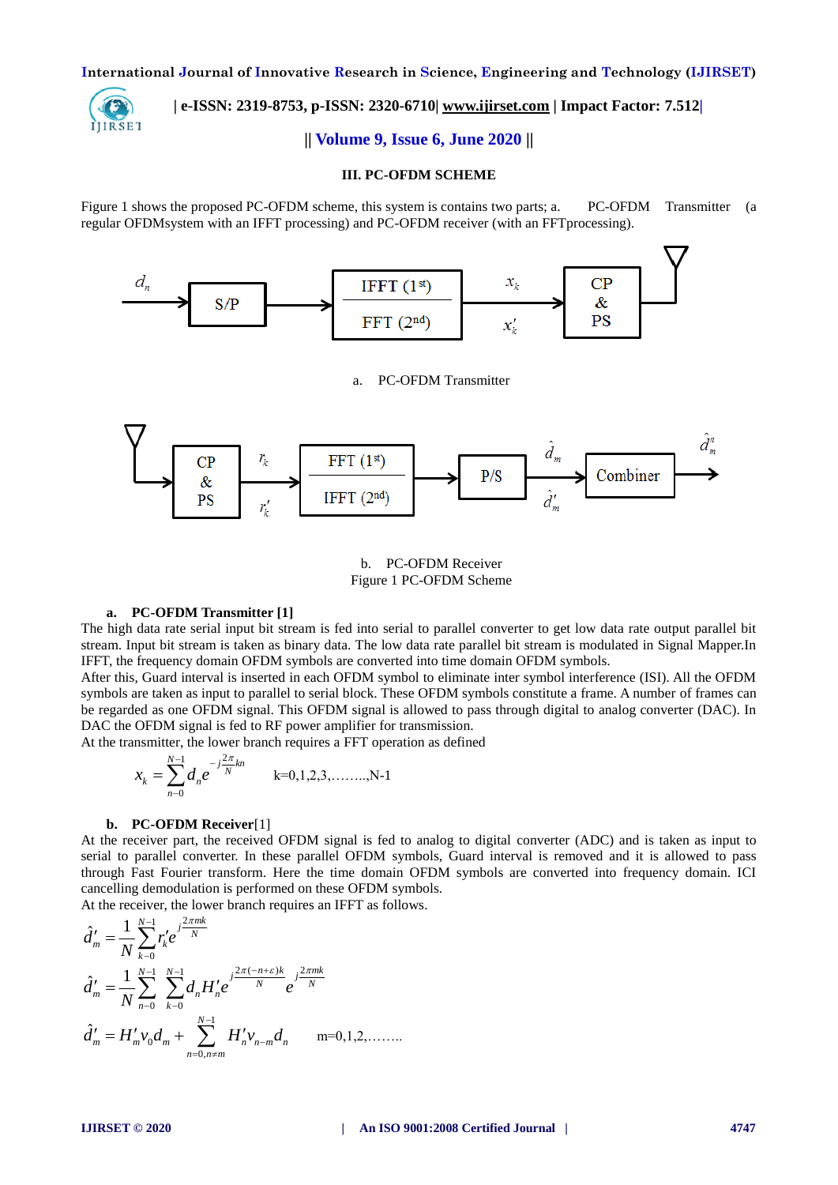### III. PC-OFDM SCHEME

Figure 1 shows the proposed PC-OFDM scheme, this system is contains two parts; a. PC-OFDM Transmitter (a regular OFDMsystem with an IFFT processing) and PC-OFDM receiver (with an FFTprocessing).

a. PC-OFDM Transmitter

b. PC-OFDM Receiver

Figure 1 PC-OFDM Scheme

**a. PC-OFDM Transmitter [1]**

The high data rate serial input bit stream is fed into serial to parallel converter to get low data rate output parallel bit stream. Input bit stream is taken as binary data. The low data rate parallel bit stream is modulated in Signal Mapper.In IFFT, the frequency domain OFDM symbols are converted into time domain OFDM symbols.

After this, Guard interval is inserted in each OFDM symbol to eliminate inter symbol interference (ISI). All the OFDM symbols are taken as input to parallel to serial block. These OFDM symbols constitute a frame. A number of frames can be regarded as one OFDM signal. This OFDM signal is allowed to pass through digital to analog converter (DAC). In DAC the OFDM signal is fed to RF power amplifier for transmission.

At the transmitter, the lower branch requires a FFT operation as defined

$$x_k = \sum_{n=0}^{N-1} d_n e^{-j\frac{2\pi}{N}kn} \qquad k=0,1,2,3,\ldots\ldots,N-1$$

**b. PC-OFDM Receiver**[1]

At the receiver part, the received OFDM signal is fed to analog to digital converter (ADC) and is taken as input to serial to parallel converter. In these parallel OFDM symbols, Guard interval is removed and it is allowed to pass through Fast Fourier transform. Here the time domain OFDM symbols are converted into frequency domain. ICI cancelling demodulation is performed on these OFDM symbols.

At the receiver, the lower branch requires an IFFT as follows.

$$\hat{d}'_m = \frac{1}{N}\sum_{k=0}^{N-1} r'_k e^{j\frac{2\pi mk}{N}}$$

$$\hat{d}'_m = \frac{1}{N}\sum_{n=0}^{N-1}\sum_{k=0}^{N-1} d_n H'_n e^{j\frac{2\pi(-n+\varepsilon)k}{N}} e^{j\frac{2\pi mk}{N}}$$

$$\hat{d}'_m = H'_m v_0 d_m + \sum_{n=0, n\neq m}^{N-1} H'_n v_{n-m} d_n \qquad m=0,1,2,\ldots\ldots$$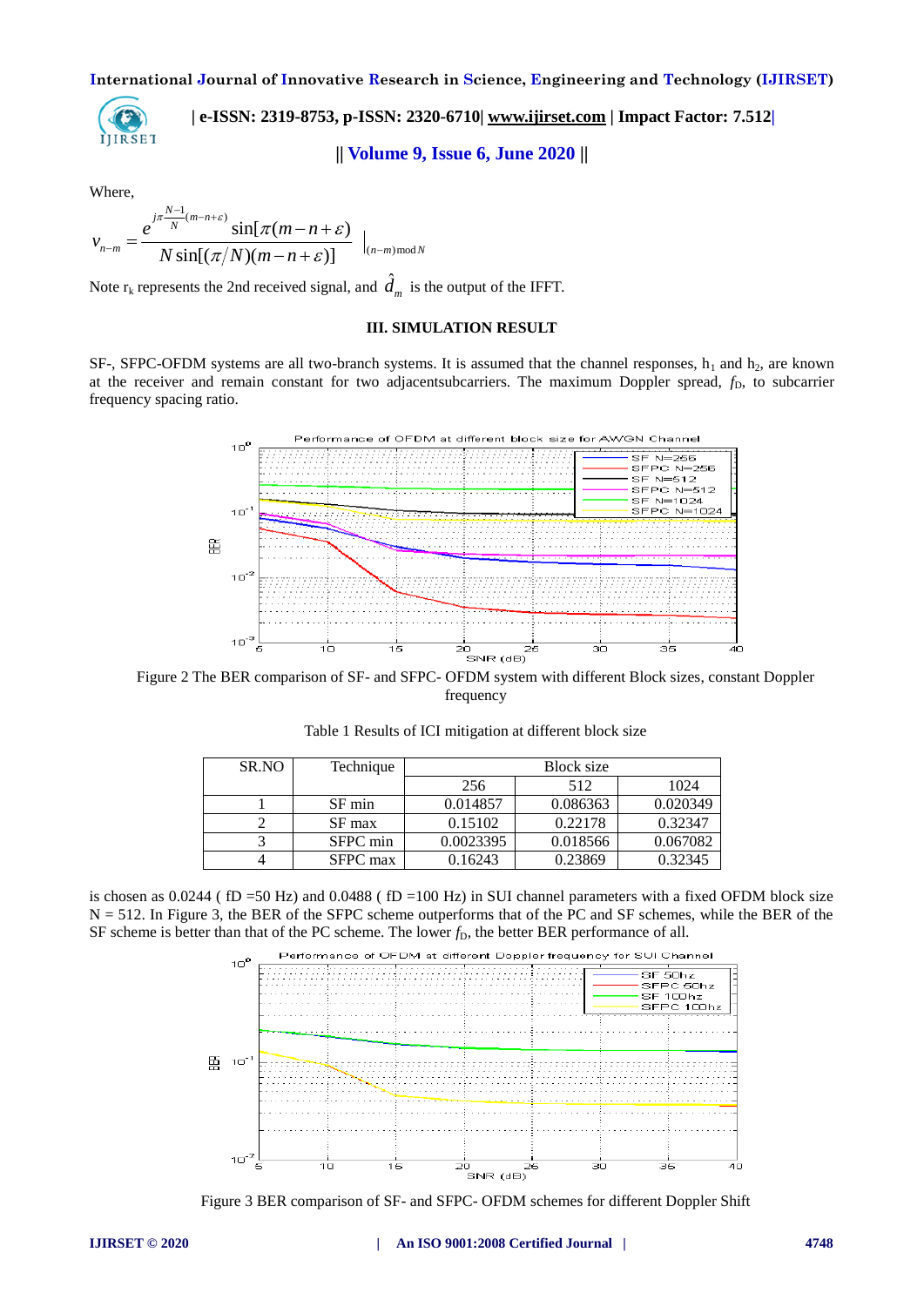Where,

$$v_{n-m} = \frac{e^{j\pi\frac{N-1}{N}(m-n+\varepsilon)} \sin[\pi(m-n+\varepsilon)]}{N\sin[(\pi/N)(m-n+\varepsilon)]} \Big|_{(n-m)\bmod N}$$

Note $r_k$ represents the 2nd received signal, and $\hat{d}_m$ is the output of the IFFT.

### III. SIMULATION RESULT

SF-, SFPC-OFDM systems are all two-branch systems. It is assumed that the channel responses, $h_1$ and $h_2$, are known at the receiver and remain constant for two adjacentsubcarriers. The maximum Doppler spread, $f_D$, to subcarrier frequency spacing ratio.

Figure 2 The BER comparison of SF- and SFPC- OFDM system with different Block sizes, constant Doppler frequency

Table 1 Results of ICI mitigation at different block size

| SR.NO | Technique | Block size | | |
|---|---|---|---|---|
| | | 256 | 512 | 1024 |
| 1 | SF min | 0.014857 | 0.086363 | 0.020349 |
| 2 | SF max | 0.15102 | 0.22178 | 0.32347 |
| 3 | SFPC min | 0.0023395 | 0.018566 | 0.067082 |
| 4 | SFPC max | 0.16243 | 0.23869 | 0.32345 |

is chosen as 0.0244 ( fD =50 Hz) and 0.0488 ( fD =100 Hz) in SUI channel parameters with a fixed OFDM block size N = 512. In Figure 3, the BER of the SFPC scheme outperforms that of the PC and SF schemes, while the BER of the SF scheme is better than that of the PC scheme. The lower $f_D$, the better BER performance of all.

Figure 3 BER comparison of SF- and SFPC- OFDM schemes for different Doppler Shift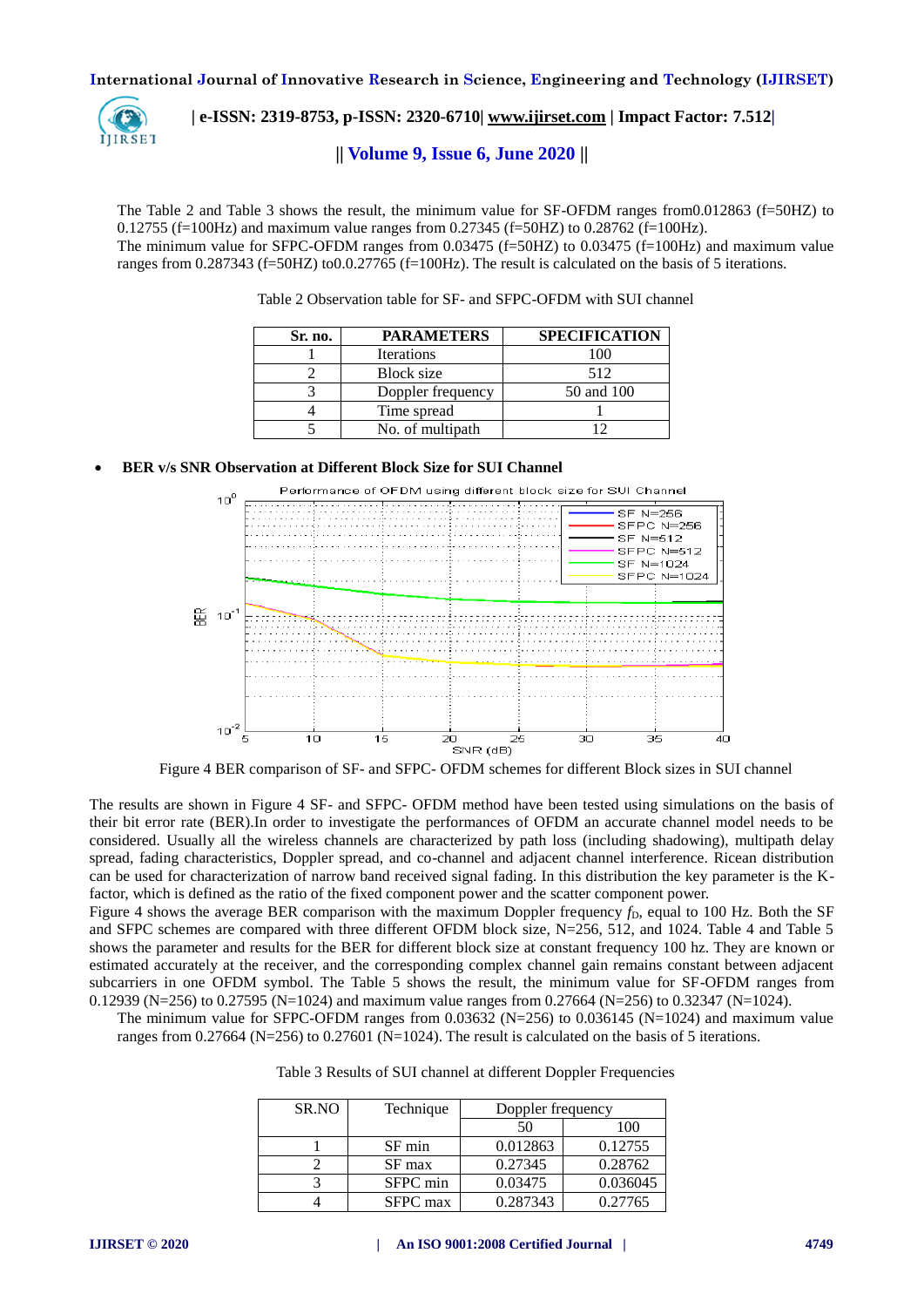The Table 2 and Table 3 shows the result, the minimum value for SF-OFDM ranges from0.012863 (f=50HZ) to 0.12755 (f=100Hz) and maximum value ranges from 0.27345 (f=50HZ) to 0.28762 (f=100Hz).
The minimum value for SFPC-OFDM ranges from 0.03475 (f=50HZ) to 0.03475 (f=100Hz) and maximum value ranges from 0.287343 (f=50HZ) to0.0.27765 (f=100Hz). The result is calculated on the basis of 5 iterations.

Table 2 Observation table for SF- and SFPC-OFDM with SUI channel

| Sr. no. | PARAMETERS | SPECIFICATION |
|---|---|---|
| 1 | Iterations | 100 |
| 2 | Block size | 512 |
| 3 | Doppler frequency | 50 and 100 |
| 4 | Time spread | 1 |
| 5 | No. of multipath | 12 |

- **BER v/s SNR Observation at Different Block Size for SUI Channel**

Figure 4 BER comparison of SF- and SFPC- OFDM schemes for different Block sizes in SUI channel

The results are shown in Figure 4 SF- and SFPC- OFDM method have been tested using simulations on the basis of their bit error rate (BER).In order to investigate the performances of OFDM an accurate channel model needs to be considered. Usually all the wireless channels are characterized by path loss (including shadowing), multipath delay spread, fading characteristics, Doppler spread, and co-channel and adjacent channel interference. Ricean distribution can be used for characterization of narrow band received signal fading. In this distribution the key parameter is the K-factor, which is defined as the ratio of the fixed component power and the scatter component power.
Figure 4 shows the average BER comparison with the maximum Doppler frequency $f_D$, equal to 100 Hz. Both the SF and SFPC schemes are compared with three different OFDM block size, N=256, 512, and 1024. Table 4 and Table 5 shows the parameter and results for the BER for different block size at constant frequency 100 hz. They are known or estimated accurately at the receiver, and the corresponding complex channel gain remains constant between adjacent subcarriers in one OFDM symbol. The Table 5 shows the result, the minimum value for SF-OFDM ranges from 0.12939 (N=256) to 0.27595 (N=1024) and maximum value ranges from 0.27664 (N=256) to 0.32347 (N=1024).
The minimum value for SFPC-OFDM ranges from 0.03632 (N=256) to 0.036145 (N=1024) and maximum value ranges from 0.27664 (N=256) to 0.27601 (N=1024). The result is calculated on the basis of 5 iterations.

Table 3 Results of SUI channel at different Doppler Frequencies

| SR.NO | Technique | Doppler frequency | |
|---|---|---|---|
| | | 50 | 100 |
| 1 | SF min | 0.012863 | 0.12755 |
| 2 | SF max | 0.27345 | 0.28762 |
| 3 | SFPC min | 0.03475 | 0.036045 |
| 4 | SFPC max | 0.287343 | 0.27765 |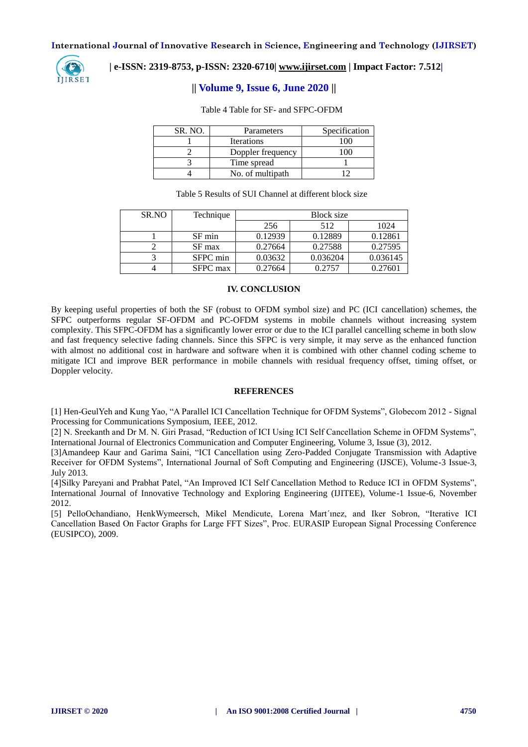Table 4 Table for SF- and SFPC-OFDM

| SR. NO. | Parameters | Specification |
|---|---|---|
| 1 | Iterations | 100 |
| 2 | Doppler frequency | 100 |
| 3 | Time spread | 1 |
| 4 | No. of multipath | 12 |

Table 5 Results of SUI Channel at different block size

| SR.NO | Technique | Block size | | |
|---|---|---|---|---|
| | | 256 | 512 | 1024 |
| 1 | SF min | 0.12939 | 0.12889 | 0.12861 |
| 2 | SF max | 0.27664 | 0.27588 | 0.27595 |
| 3 | SFPC min | 0.03632 | 0.036204 | 0.036145 |
| 4 | SFPC max | 0.27664 | 0.2757 | 0.27601 |

## IV. CONCLUSION

By keeping useful properties of both the SF (robust to OFDM symbol size) and PC (ICI cancellation) schemes, the SFPC outperforms regular SF-OFDM and PC-OFDM systems in mobile channels without increasing system complexity. This SFPC-OFDM has a significantly lower error or due to the ICI parallel cancelling scheme in both slow and fast frequency selective fading channels. Since this SFPC is very simple, it may serve as the enhanced function with almost no additional cost in hardware and software when it is combined with other channel coding scheme to mitigate ICI and improve BER performance in mobile channels with residual frequency offset, timing offset, or Doppler velocity.

## REFERENCES

[1] Hen-GeulYeh and Kung Yao, "A Parallel ICI Cancellation Technique for OFDM Systems", Globecom 2012 - Signal Processing for Communications Symposium, IEEE, 2012.

[2] N. Sreekanth and Dr M. N. Giri Prasad, "Reduction of ICI Using ICI Self Cancellation Scheme in OFDM Systems", International Journal of Electronics Communication and Computer Engineering, Volume 3, Issue (3), 2012.

[3]Amandeep Kaur and Garima Saini, "ICI Cancellation using Zero-Padded Conjugate Transmission with Adaptive Receiver for OFDM Systems", International Journal of Soft Computing and Engineering (IJSCE), Volume-3 Issue-3, July 2013.

[4]Silky Pareyani and Prabhat Patel, "An Improved ICI Self Cancellation Method to Reduce ICI in OFDM Systems", International Journal of Innovative Technology and Exploring Engineering (IJITEE), Volume-1 Issue-6, November 2012.

[5] PelloOchandiano, HenkWymeersch, Mikel Mendicute, Lorena Mart´ınez, and Iker Sobron, "Iterative ICI Cancellation Based On Factor Graphs for Large FFT Sizes", Proc. EURASIP European Signal Processing Conference (EUSIPCO), 2009.